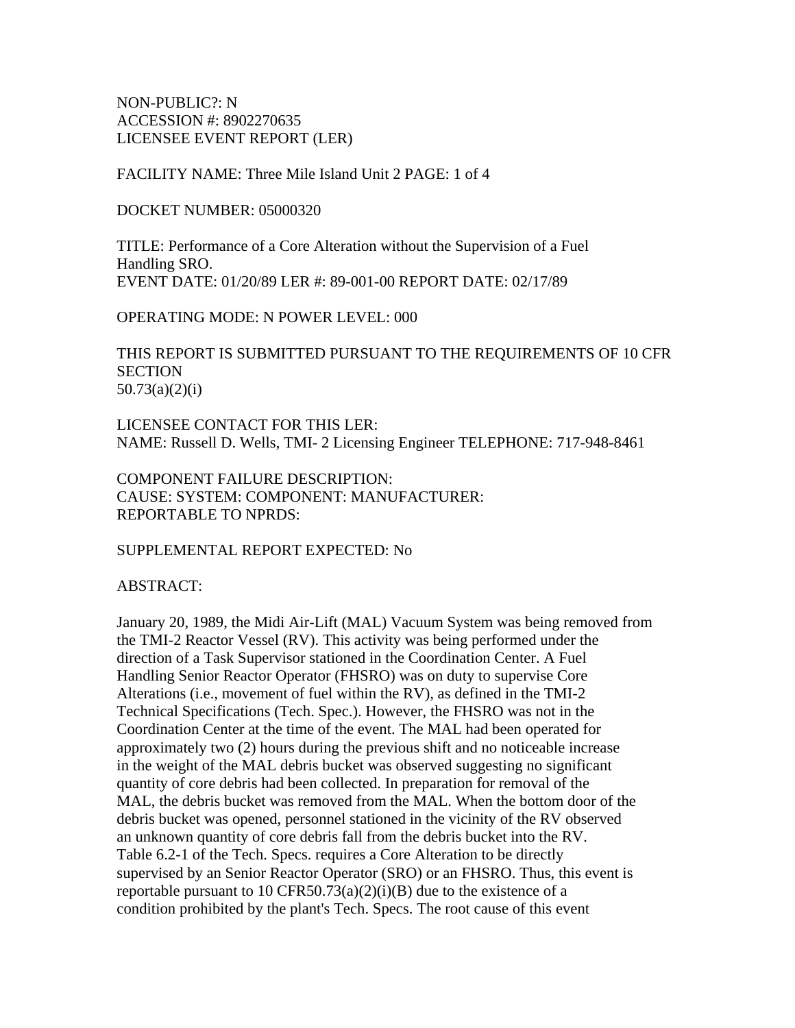NON-PUBLIC?: N
ACCESSION #: 8902270635
LICENSEE EVENT REPORT (LER)

FACILITY NAME: Three Mile Island Unit 2 PAGE: 1 of 4

DOCKET NUMBER: 05000320

TITLE: Performance of a Core Alteration without the Supervision of a Fuel Handling SRO.
EVENT DATE: 01/20/89 LER #: 89-001-00 REPORT DATE: 02/17/89

OPERATING MODE: N POWER LEVEL: 000

THIS REPORT IS SUBMITTED PURSUANT TO THE REQUIREMENTS OF 10 CFR SECTION
50.73(a)(2)(i)

LICENSEE CONTACT FOR THIS LER:
NAME: Russell D. Wells, TMI- 2 Licensing Engineer TELEPHONE: 717-948-8461

COMPONENT FAILURE DESCRIPTION:
CAUSE: SYSTEM: COMPONENT: MANUFACTURER:
REPORTABLE TO NPRDS:

SUPPLEMENTAL REPORT EXPECTED: No

ABSTRACT:

January 20, 1989, the Midi Air-Lift (MAL) Vacuum System was being removed from the TMI-2 Reactor Vessel (RV). This activity was being performed under the direction of a Task Supervisor stationed in the Coordination Center. A Fuel Handling Senior Reactor Operator (FHSRO) was on duty to supervise Core Alterations (i.e., movement of fuel within the RV), as defined in the TMI-2 Technical Specifications (Tech. Spec.). However, the FHSRO was not in the Coordination Center at the time of the event. The MAL had been operated for approximately two (2) hours during the previous shift and no noticeable increase in the weight of the MAL debris bucket was observed suggesting no significant quantity of core debris had been collected. In preparation for removal of the MAL, the debris bucket was removed from the MAL. When the bottom door of the debris bucket was opened, personnel stationed in the vicinity of the RV observed an unknown quantity of core debris fall from the debris bucket into the RV. Table 6.2-1 of the Tech. Specs. requires a Core Alteration to be directly supervised by an Senior Reactor Operator (SRO) or an FHSRO. Thus, this event is reportable pursuant to 10 CFR50.73(a)(2)(i)(B) due to the existence of a condition prohibited by the plant's Tech. Specs. The root cause of this event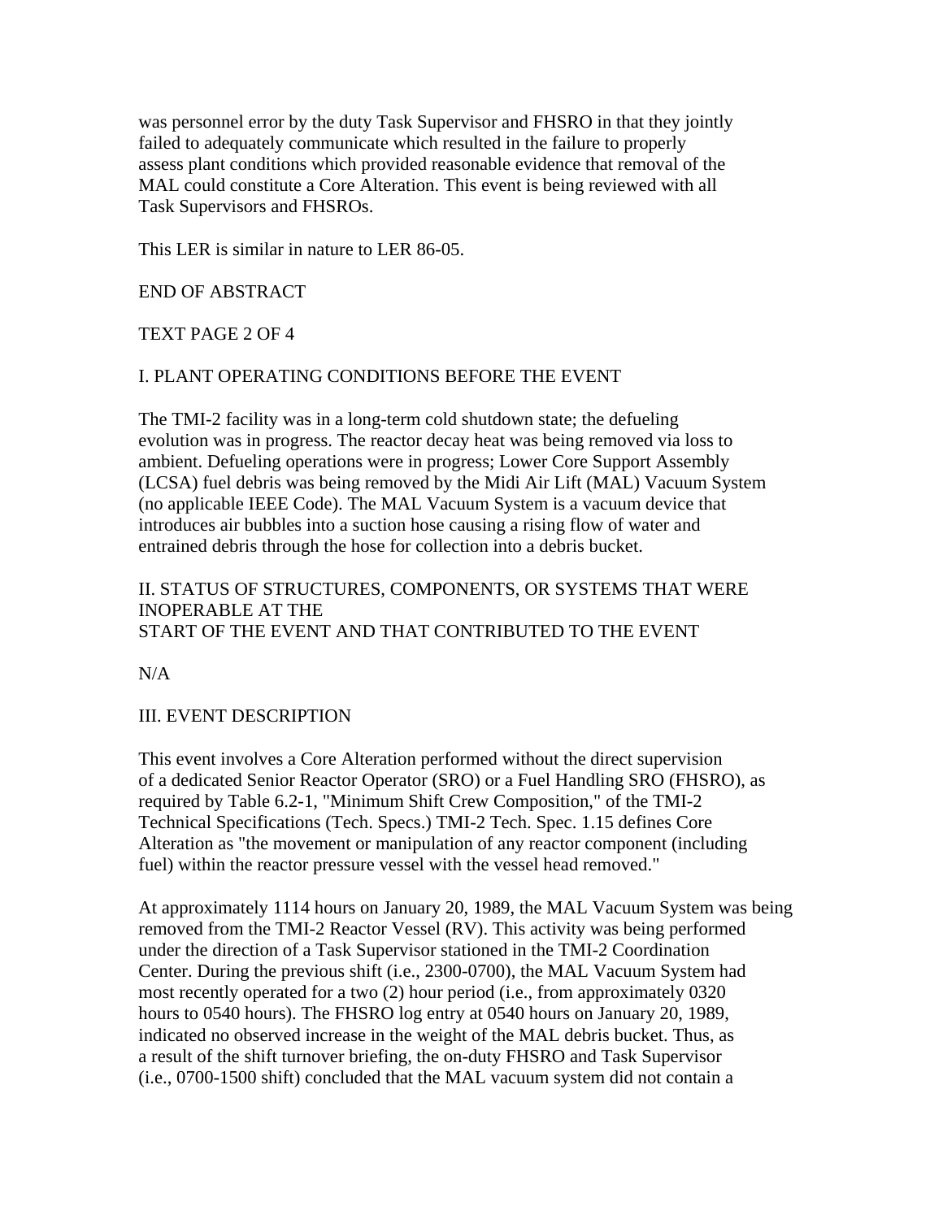was personnel error by the duty Task Supervisor and FHSRO in that they jointly failed to adequately communicate which resulted in the failure to properly assess plant conditions which provided reasonable evidence that removal of the MAL could constitute a Core Alteration. This event is being reviewed with all Task Supervisors and FHSROs.

This LER is similar in nature to LER 86-05.

END OF ABSTRACT

TEXT PAGE 2 OF 4

## I. PLANT OPERATING CONDITIONS BEFORE THE EVENT

The TMI-2 facility was in a long-term cold shutdown state; the defueling evolution was in progress. The reactor decay heat was being removed via loss to ambient. Defueling operations were in progress; Lower Core Support Assembly (LCSA) fuel debris was being removed by the Midi Air Lift (MAL) Vacuum System (no applicable IEEE Code). The MAL Vacuum System is a vacuum device that introduces air bubbles into a suction hose causing a rising flow of water and entrained debris through the hose for collection into a debris bucket.

## II. STATUS OF STRUCTURES, COMPONENTS, OR SYSTEMS THAT WERE INOPERABLE AT THE START OF THE EVENT AND THAT CONTRIBUTED TO THE EVENT

N/A

## III. EVENT DESCRIPTION

This event involves a Core Alteration performed without the direct supervision of a dedicated Senior Reactor Operator (SRO) or a Fuel Handling SRO (FHSRO), as required by Table 6.2-1, "Minimum Shift Crew Composition," of the TMI-2 Technical Specifications (Tech. Specs.) TMI-2 Tech. Spec. 1.15 defines Core Alteration as "the movement or manipulation of any reactor component (including fuel) within the reactor pressure vessel with the vessel head removed."

At approximately 1114 hours on January 20, 1989, the MAL Vacuum System was being removed from the TMI-2 Reactor Vessel (RV). This activity was being performed under the direction of a Task Supervisor stationed in the TMI-2 Coordination Center. During the previous shift (i.e., 2300-0700), the MAL Vacuum System had most recently operated for a two (2) hour period (i.e., from approximately 0320 hours to 0540 hours). The FHSRO log entry at 0540 hours on January 20, 1989, indicated no observed increase in the weight of the MAL debris bucket. Thus, as a result of the shift turnover briefing, the on-duty FHSRO and Task Supervisor (i.e., 0700-1500 shift) concluded that the MAL vacuum system did not contain a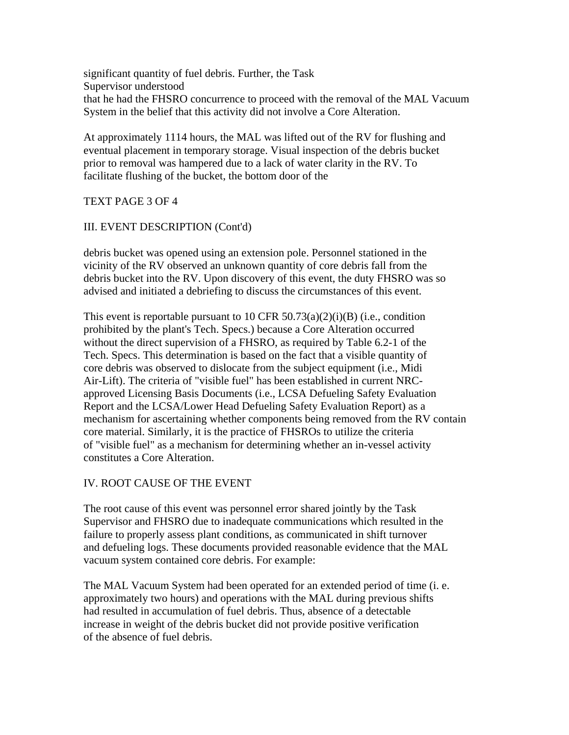significant quantity of fuel debris. Further, the Task Supervisor understood that he had the FHSRO concurrence to proceed with the removal of the MAL Vacuum System in the belief that this activity did not involve a Core Alteration.

At approximately 1114 hours, the MAL was lifted out of the RV for flushing and eventual placement in temporary storage. Visual inspection of the debris bucket prior to removal was hampered due to a lack of water clarity in the RV. To facilitate flushing of the bucket, the bottom door of the

TEXT PAGE 3 OF 4

## III. EVENT DESCRIPTION (Cont'd)

debris bucket was opened using an extension pole. Personnel stationed in the vicinity of the RV observed an unknown quantity of core debris fall from the debris bucket into the RV. Upon discovery of this event, the duty FHSRO was so advised and initiated a debriefing to discuss the circumstances of this event.

This event is reportable pursuant to 10 CFR 50.73(a)(2)(i)(B) (i.e., condition prohibited by the plant's Tech. Specs.) because a Core Alteration occurred without the direct supervision of a FHSRO, as required by Table 6.2-1 of the Tech. Specs. This determination is based on the fact that a visible quantity of core debris was observed to dislocate from the subject equipment (i.e., Midi Air-Lift). The criteria of "visible fuel" has been established in current NRC-approved Licensing Basis Documents (i.e., LCSA Defueling Safety Evaluation Report and the LCSA/Lower Head Defueling Safety Evaluation Report) as a mechanism for ascertaining whether components being removed from the RV contain core material. Similarly, it is the practice of FHSROs to utilize the criteria of "visible fuel" as a mechanism for determining whether an in-vessel activity constitutes a Core Alteration.

## IV. ROOT CAUSE OF THE EVENT

The root cause of this event was personnel error shared jointly by the Task Supervisor and FHSRO due to inadequate communications which resulted in the failure to properly assess plant conditions, as communicated in shift turnover and defueling logs. These documents provided reasonable evidence that the MAL vacuum system contained core debris. For example:

The MAL Vacuum System had been operated for an extended period of time (i. e. approximately two hours) and operations with the MAL during previous shifts had resulted in accumulation of fuel debris. Thus, absence of a detectable increase in weight of the debris bucket did not provide positive verification of the absence of fuel debris.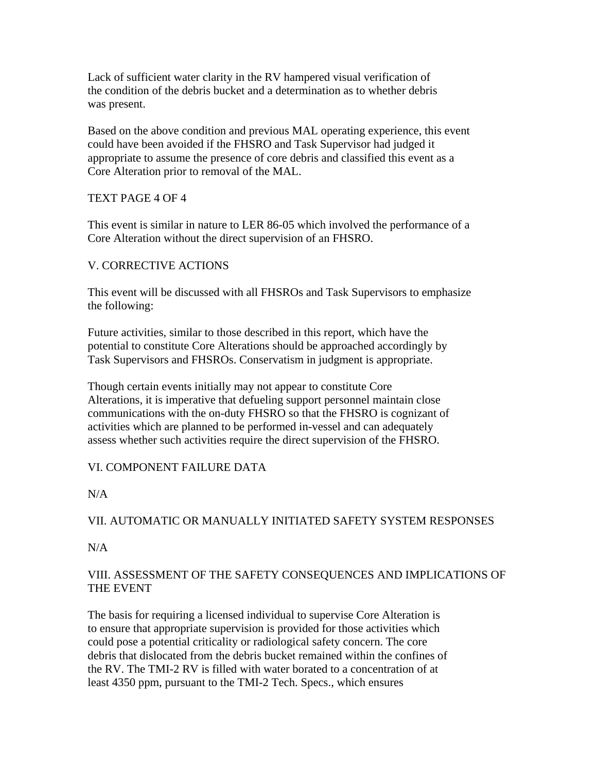Lack of sufficient water clarity in the RV hampered visual verification of the condition of the debris bucket and a determination as to whether debris was present.

Based on the above condition and previous MAL operating experience, this event could have been avoided if the FHSRO and Task Supervisor had judged it appropriate to assume the presence of core debris and classified this event as a Core Alteration prior to removal of the MAL.

TEXT PAGE 4 OF 4

This event is similar in nature to LER 86-05 which involved the performance of a Core Alteration without the direct supervision of an FHSRO.

## V. CORRECTIVE ACTIONS

This event will be discussed with all FHSROs and Task Supervisors to emphasize the following:

Future activities, similar to those described in this report, which have the potential to constitute Core Alterations should be approached accordingly by Task Supervisors and FHSROs. Conservatism in judgment is appropriate.

Though certain events initially may not appear to constitute Core Alterations, it is imperative that defueling support personnel maintain close communications with the on-duty FHSRO so that the FHSRO is cognizant of activities which are planned to be performed in-vessel and can adequately assess whether such activities require the direct supervision of the FHSRO.

## VI. COMPONENT FAILURE DATA

N/A

## VII. AUTOMATIC OR MANUALLY INITIATED SAFETY SYSTEM RESPONSES

N/A

## VIII. ASSESSMENT OF THE SAFETY CONSEQUENCES AND IMPLICATIONS OF THE EVENT

The basis for requiring a licensed individual to supervise Core Alteration is to ensure that appropriate supervision is provided for those activities which could pose a potential criticality or radiological safety concern. The core debris that dislocated from the debris bucket remained within the confines of the RV. The TMI-2 RV is filled with water borated to a concentration of at least 4350 ppm, pursuant to the TMI-2 Tech. Specs., which ensures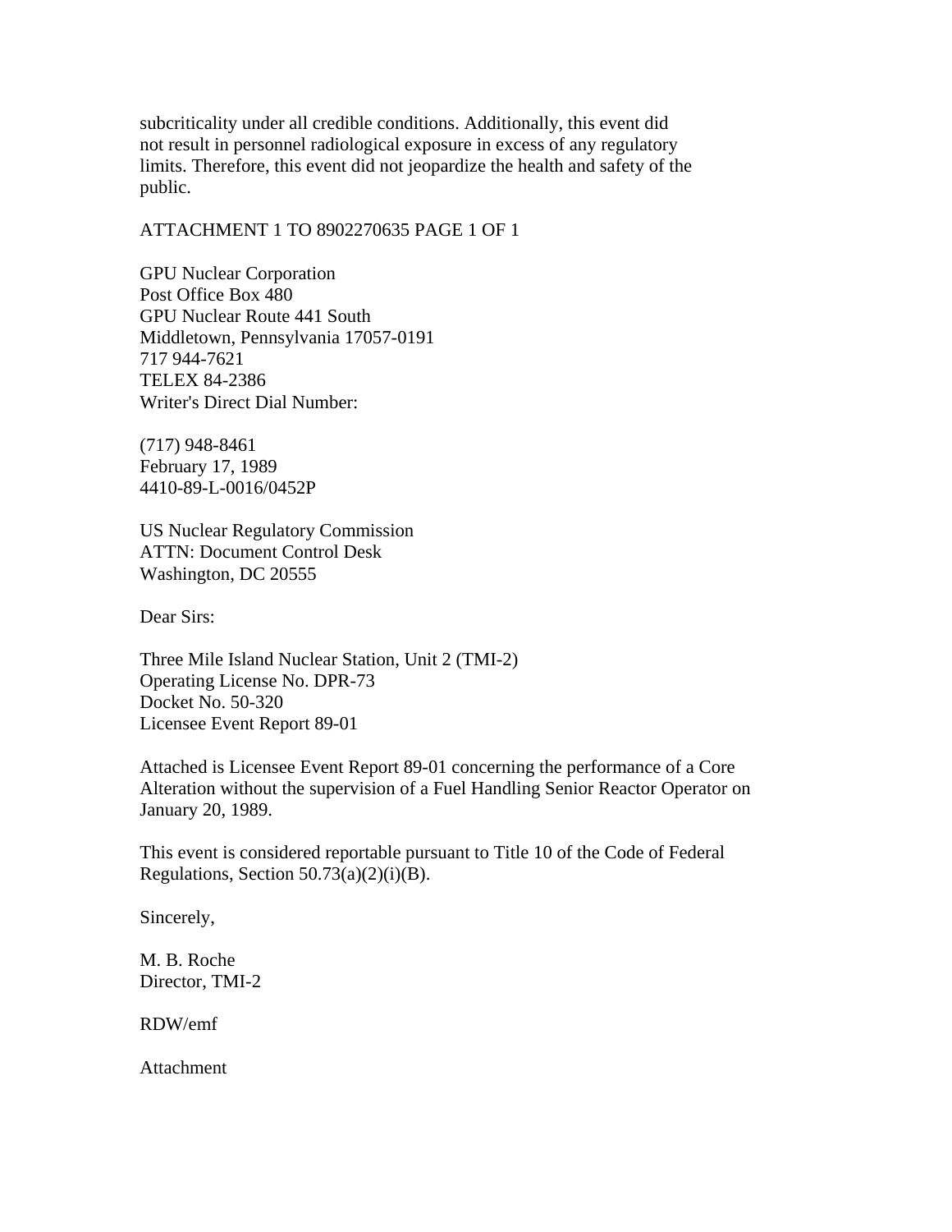subcriticality under all credible conditions. Additionally, this event did not result in personnel radiological exposure in excess of any regulatory limits. Therefore, this event did not jeopardize the health and safety of the public.

ATTACHMENT 1 TO 8902270635 PAGE 1 OF 1

GPU Nuclear Corporation
Post Office Box 480
GPU Nuclear Route 441 South
Middletown, Pennsylvania 17057-0191
717 944-7621
TELEX 84-2386
Writer's Direct Dial Number:

(717) 948-8461
February 17, 1989
4410-89-L-0016/0452P

US Nuclear Regulatory Commission
ATTN: Document Control Desk
Washington, DC 20555

Dear Sirs:

Three Mile Island Nuclear Station, Unit 2 (TMI-2)
Operating License No. DPR-73
Docket No. 50-320
Licensee Event Report 89-01

Attached is Licensee Event Report 89-01 concerning the performance of a Core Alteration without the supervision of a Fuel Handling Senior Reactor Operator on January 20, 1989.

This event is considered reportable pursuant to Title 10 of the Code of Federal Regulations, Section 50.73(a)(2)(i)(B).

Sincerely,

M. B. Roche
Director, TMI-2

RDW/emf

Attachment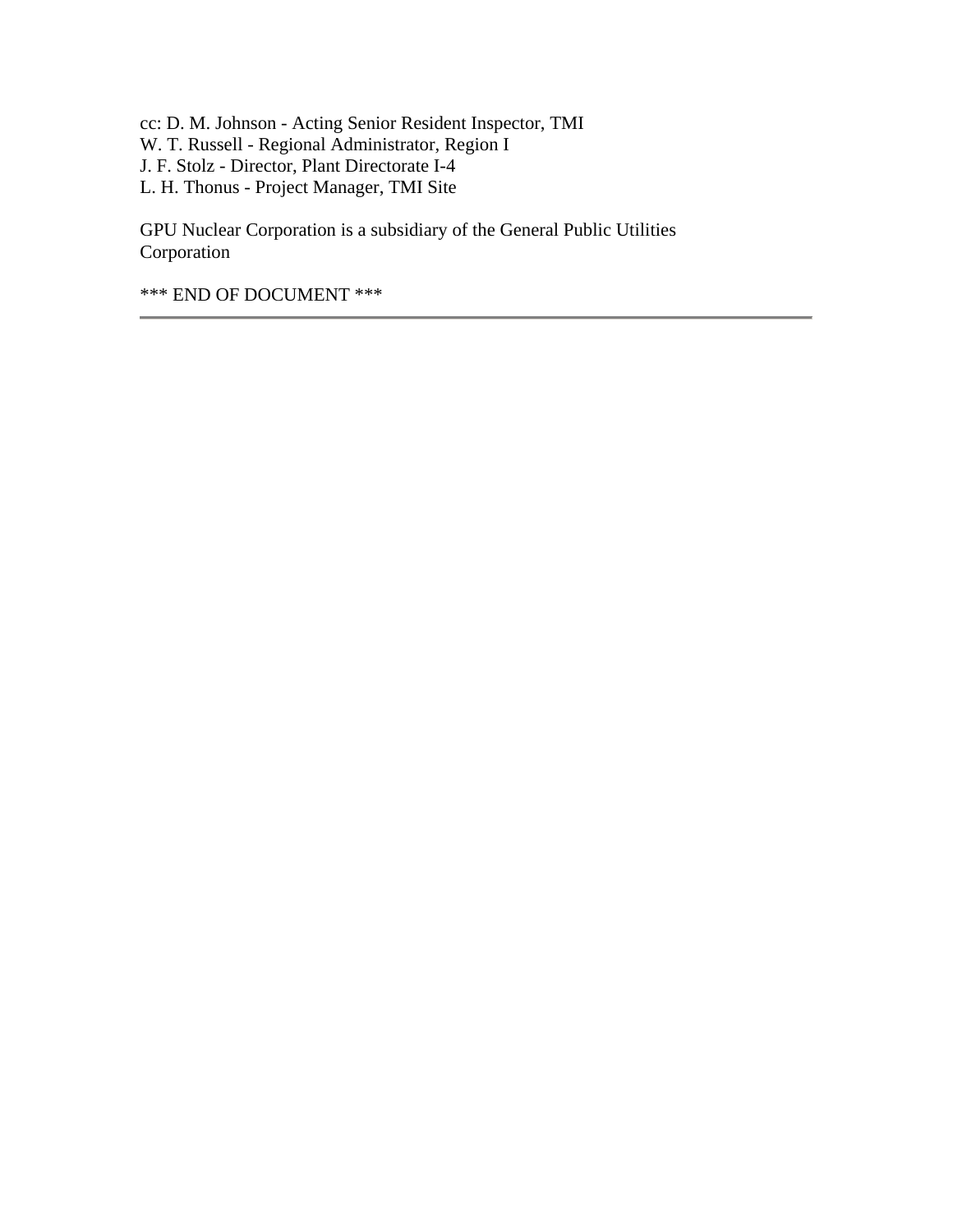cc: D. M. Johnson - Acting Senior Resident Inspector, TMI
W. T. Russell - Regional Administrator, Region I
J. F. Stolz - Director, Plant Directorate I-4
L. H. Thonus - Project Manager, TMI Site

GPU Nuclear Corporation is a subsidiary of the General Public Utilities Corporation

*** END OF DOCUMENT ***

---